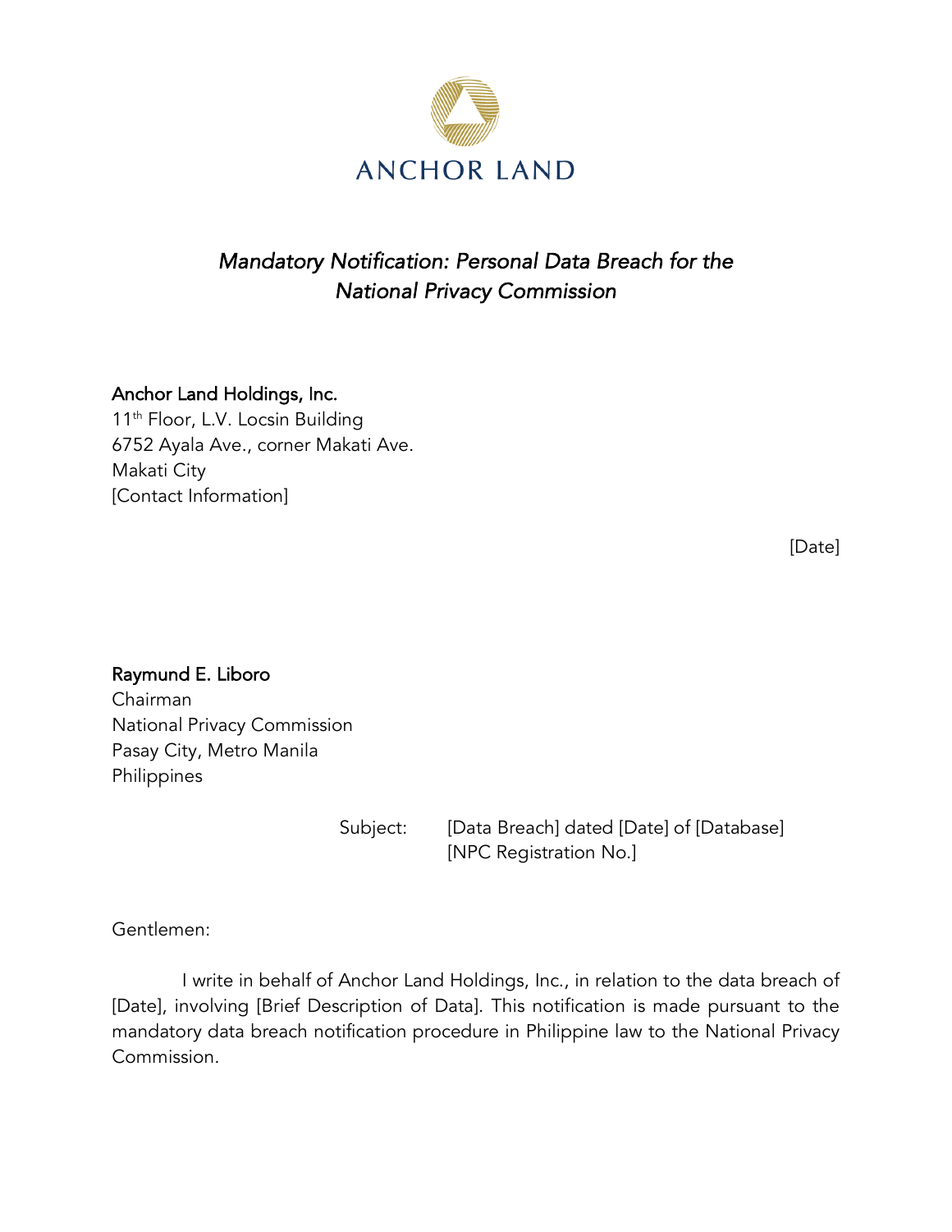ANCHOR LAND

*Mandatory Notification: Personal Data Breach for the National Privacy Commission*

**Anchor Land Holdings, Inc.**
11th Floor, L.V. Locsin Building
6752 Ayala Ave., corner Makati Ave.
Makati City
[Contact Information]

[Date]

**Raymund E. Liboro**
Chairman
National Privacy Commission
Pasay City, Metro Manila
Philippines

Subject: [Data Breach] dated [Date] of [Database]
[NPC Registration No.]

Gentlemen:

I write in behalf of Anchor Land Holdings, Inc., in relation to the data breach of [Date], involving [Brief Description of Data]. This notification is made pursuant to the mandatory data breach notification procedure in Philippine law to the National Privacy Commission.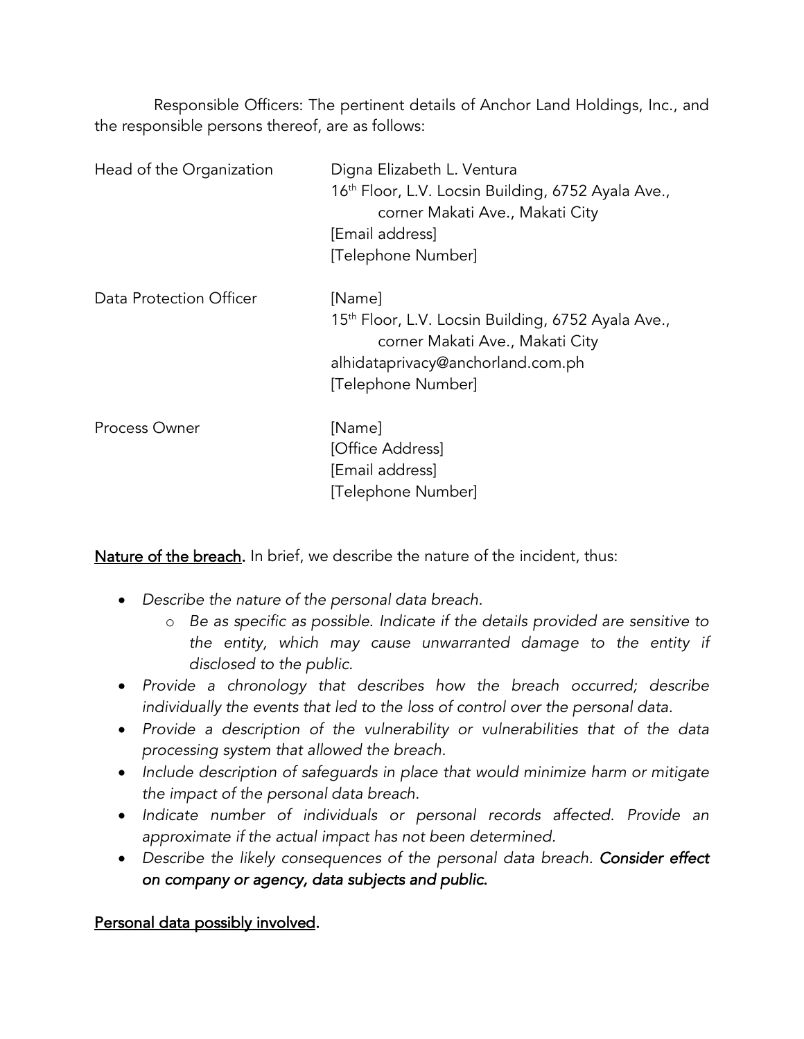Responsible Officers: The pertinent details of Anchor Land Holdings, Inc., and the responsible persons thereof, are as follows:

| | |
|---|---|
| Head of the Organization | Digna Elizabeth L. Ventura<br>16th Floor, L.V. Locsin Building, 6752 Ayala Ave., corner Makati Ave., Makati City<br>[Email address]<br>[Telephone Number] |
| Data Protection Officer | [Name]<br>15th Floor, L.V. Locsin Building, 6752 Ayala Ave., corner Makati Ave., Makati City<br>alhidataprivacy@anchorland.com.ph<br>[Telephone Number] |
| Process Owner | [Name]<br>[Office Address]<br>[Email address]<br>[Telephone Number] |

<u>**Nature of the breach**</u>. In brief, we describe the nature of the incident, thus:

- *Describe the nature of the personal data breach.*
  - *Be as specific as possible. Indicate if the details provided are sensitive to the entity, which may cause unwarranted damage to the entity if disclosed to the public.*
- *Provide a chronology that describes how the breach occurred; describe individually the events that led to the loss of control over the personal data.*
- *Provide a description of the vulnerability or vulnerabilities that of the data processing system that allowed the breach.*
- *Include description of safeguards in place that would minimize harm or mitigate the impact of the personal data breach.*
- *Indicate number of individuals or personal records affected. Provide an approximate if the actual impact has not been determined.*
- *Describe the likely consequences of the personal data breach.* ***Consider effect on company or agency, data subjects and public.***

<u>**Personal data possibly involved**</u>.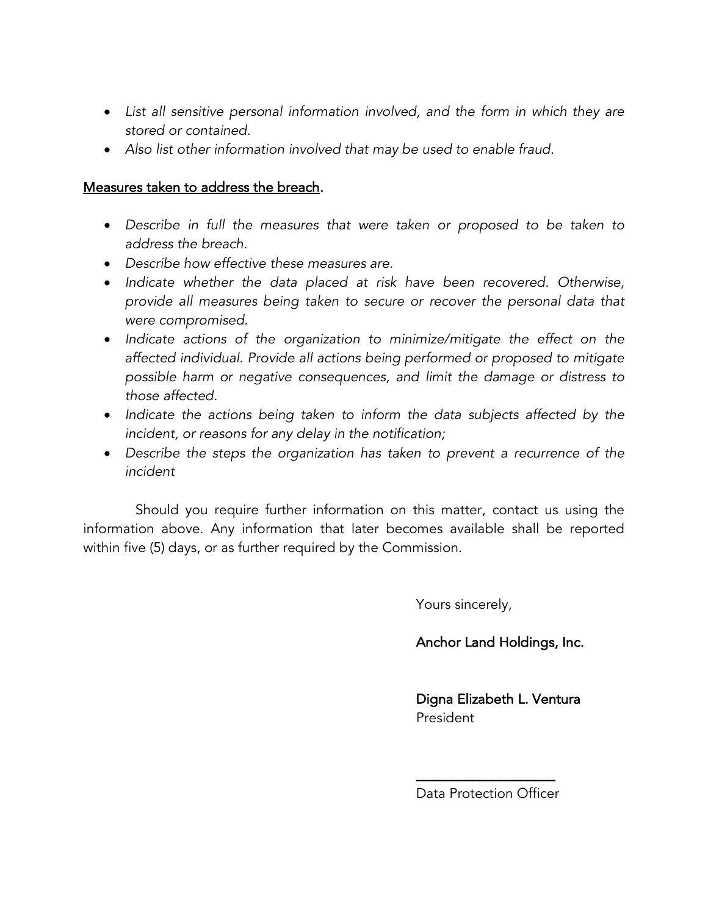- *List all sensitive personal information involved, and the form in which they are stored or contained.*
- *Also list other information involved that may be used to enable fraud.*

Measures taken to address the breach.

- *Describe in full the measures that were taken or proposed to be taken to address the breach.*
- *Describe how effective these measures are.*
- *Indicate whether the data placed at risk have been recovered. Otherwise, provide all measures being taken to secure or recover the personal data that were compromised.*
- *Indicate actions of the organization to minimize/mitigate the effect on the affected individual. Provide all actions being performed or proposed to mitigate possible harm or negative consequences, and limit the damage or distress to those affected.*
- *Indicate the actions being taken to inform the data subjects affected by the incident, or reasons for any delay in the notification;*
- *Describe the steps the organization has taken to prevent a recurrence of the incident*

Should you require further information on this matter, contact us using the information above. Any information that later becomes available shall be reported within five (5) days, or as further required by the Commission.

Yours sincerely,

Anchor Land Holdings, Inc.

Digna Elizabeth L. Ventura
President

____________________
Data Protection Officer